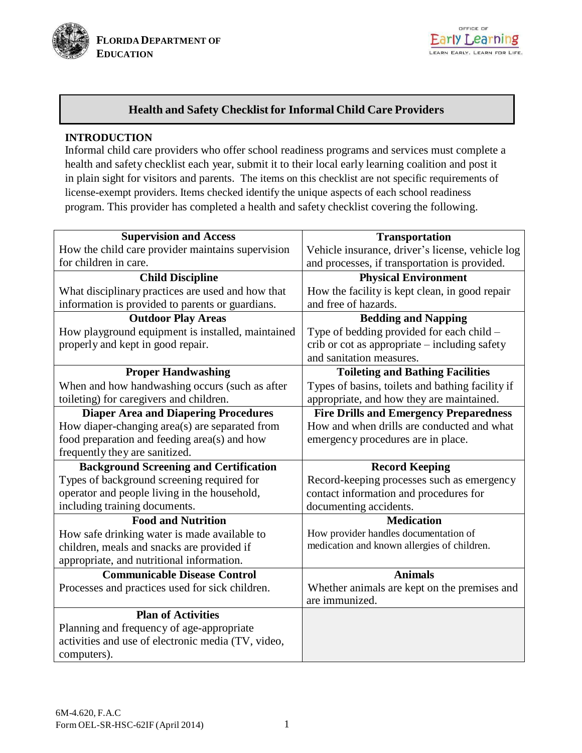**FLORIDA DEPARTMENT OF EDUCATION**

OFFICE OF Early Learning
LEARN EARLY. LEARN FOR LIFE.

# Health and Safety Checklist for Informal Child Care Providers

## INTRODUCTION

Informal child care providers who offer school readiness programs and services must complete a health and safety checklist each year, submit it to their local early learning coalition and post it in plain sight for visitors and parents. The items on this checklist are not specific requirements of license-exempt providers. Items checked identify the unique aspects of each school readiness program. This provider has completed a health and safety checklist covering the following.

| | |
|---|---|
| **Supervision and Access**<br>How the child care provider maintains supervision for children in care. | **Transportation**<br>Vehicle insurance, driver's license, vehicle log and processes, if transportation is provided. |
| **Child Discipline**<br>What disciplinary practices are used and how that information is provided to parents or guardians. | **Physical Environment**<br>How the facility is kept clean, in good repair and free of hazards. |
| **Outdoor Play Areas**<br>How playground equipment is installed, maintained properly and kept in good repair. | **Bedding and Napping**<br>Type of bedding provided for each child – crib or cot as appropriate – including safety and sanitation measures. |
| **Proper Handwashing**<br>When and how handwashing occurs (such as after toileting) for caregivers and children. | **Toileting and Bathing Facilities**<br>Types of basins, toilets and bathing facility if appropriate, and how they are maintained. |
| **Diaper Area and Diapering Procedures**<br>How diaper-changing area(s) are separated from food preparation and feeding area(s) and how frequently they are sanitized. | **Fire Drills and Emergency Preparedness**<br>How and when drills are conducted and what emergency procedures are in place. |
| **Background Screening and Certification**<br>Types of background screening required for operator and people living in the household, including training documents. | **Record Keeping**<br>Record-keeping processes such as emergency contact information and procedures for documenting accidents. |
| **Food and Nutrition**<br>How safe drinking water is made available to children, meals and snacks are provided if appropriate, and nutritional information. | **Medication**<br>How provider handles documentation of medication and known allergies of children. |
| **Communicable Disease Control**<br>Processes and practices used for sick children. | **Animals**<br>Whether animals are kept on the premises and are immunized. |
| **Plan of Activities**<br>Planning and frequency of age-appropriate activities and use of electronic media (TV, video, computers). | |

6M-4.620, F.A.C
Form OEL-SR-HSC-62IF (April 2014)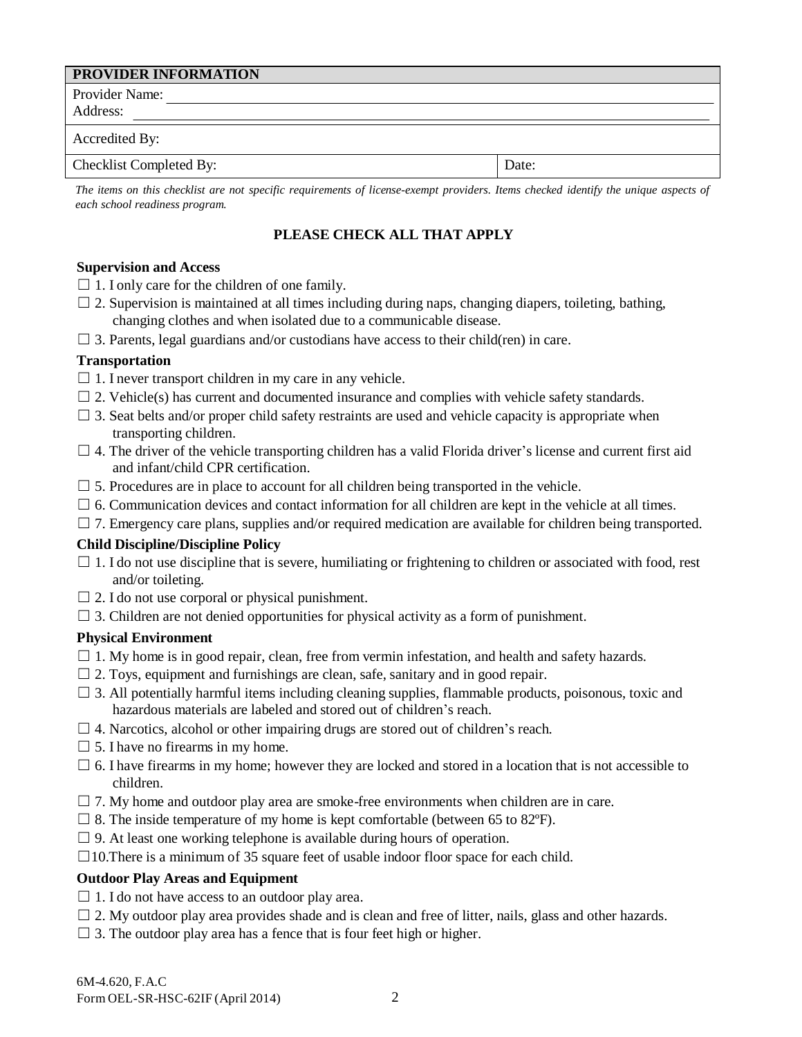| PROVIDER INFORMATION | |
|---|---|
| Provider Name: <br> Address: | |
| Accredited By: | |
| Checklist Completed By: | Date: |

*The items on this checklist are not specific requirements of license-exempt providers. Items checked identify the unique aspects of each school readiness program.*

**PLEASE CHECK ALL THAT APPLY**

**Supervision and Access**

☐ 1. I only care for the children of one family.
☐ 2. Supervision is maintained at all times including during naps, changing diapers, toileting, bathing, changing clothes and when isolated due to a communicable disease.
☐ 3. Parents, legal guardians and/or custodians have access to their child(ren) in care.

**Transportation**

☐ 1. I never transport children in my care in any vehicle.
☐ 2. Vehicle(s) has current and documented insurance and complies with vehicle safety standards.
☐ 3. Seat belts and/or proper child safety restraints are used and vehicle capacity is appropriate when transporting children.
☐ 4. The driver of the vehicle transporting children has a valid Florida driver's license and current first aid and infant/child CPR certification.
☐ 5. Procedures are in place to account for all children being transported in the vehicle.
☐ 6. Communication devices and contact information for all children are kept in the vehicle at all times.
☐ 7. Emergency care plans, supplies and/or required medication are available for children being transported.

**Child Discipline/Discipline Policy**

☐ 1. I do not use discipline that is severe, humiliating or frightening to children or associated with food, rest and/or toileting.
☐ 2. I do not use corporal or physical punishment.
☐ 3. Children are not denied opportunities for physical activity as a form of punishment.

**Physical Environment**

☐ 1. My home is in good repair, clean, free from vermin infestation, and health and safety hazards.
☐ 2. Toys, equipment and furnishings are clean, safe, sanitary and in good repair.
☐ 3. All potentially harmful items including cleaning supplies, flammable products, poisonous, toxic and hazardous materials are labeled and stored out of children's reach.
☐ 4. Narcotics, alcohol or other impairing drugs are stored out of children's reach.
☐ 5. I have no firearms in my home.
☐ 6. I have firearms in my home; however they are locked and stored in a location that is not accessible to children.
☐ 7. My home and outdoor play area are smoke-free environments when children are in care.
☐ 8. The inside temperature of my home is kept comfortable (between 65 to 82ºF).
☐ 9. At least one working telephone is available during hours of operation.
☐10.There is a minimum of 35 square feet of usable indoor floor space for each child.

**Outdoor Play Areas and Equipment**

☐ 1. I do not have access to an outdoor play area.
☐ 2. My outdoor play area provides shade and is clean and free of litter, nails, glass and other hazards.
☐ 3. The outdoor play area has a fence that is four feet high or higher.

6M-4.620, F.A.C
Form OEL-SR-HSC-62IF (April 2014)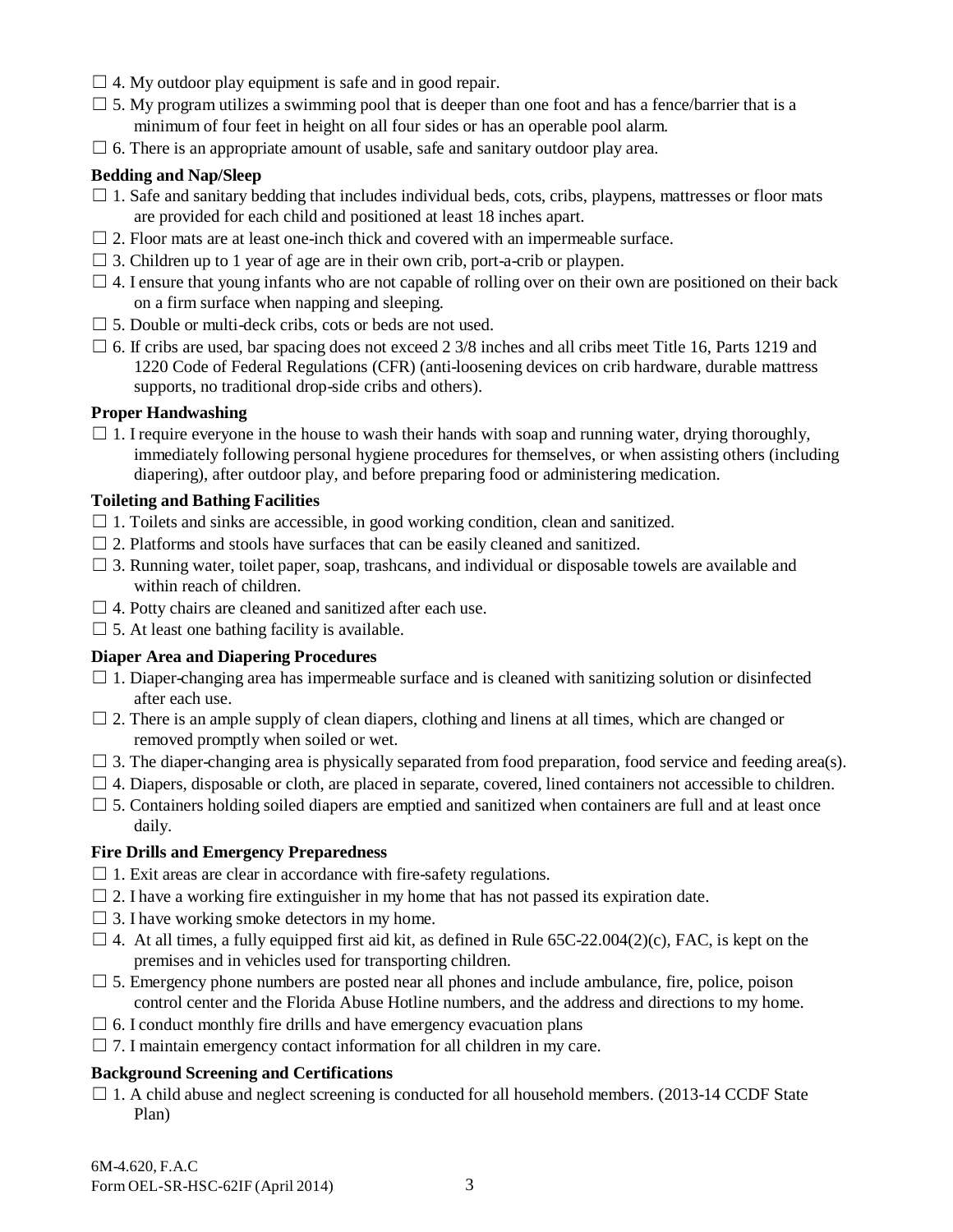☐ 4. My outdoor play equipment is safe and in good repair.

☐ 5. My program utilizes a swimming pool that is deeper than one foot and has a fence/barrier that is a minimum of four feet in height on all four sides or has an operable pool alarm.

☐ 6. There is an appropriate amount of usable, safe and sanitary outdoor play area.

**Bedding and Nap/Sleep**

☐ 1. Safe and sanitary bedding that includes individual beds, cots, cribs, playpens, mattresses or floor mats are provided for each child and positioned at least 18 inches apart.

☐ 2. Floor mats are at least one-inch thick and covered with an impermeable surface.

☐ 3. Children up to 1 year of age are in their own crib, port-a-crib or playpen.

☐ 4. I ensure that young infants who are not capable of rolling over on their own are positioned on their back on a firm surface when napping and sleeping.

☐ 5. Double or multi-deck cribs, cots or beds are not used.

☐ 6. If cribs are used, bar spacing does not exceed 2 3/8 inches and all cribs meet Title 16, Parts 1219 and 1220 Code of Federal Regulations (CFR) (anti-loosening devices on crib hardware, durable mattress supports, no traditional drop-side cribs and others).

**Proper Handwashing**

☐ 1. I require everyone in the house to wash their hands with soap and running water, drying thoroughly, immediately following personal hygiene procedures for themselves, or when assisting others (including diapering), after outdoor play, and before preparing food or administering medication.

**Toileting and Bathing Facilities**

☐ 1. Toilets and sinks are accessible, in good working condition, clean and sanitized.

☐ 2. Platforms and stools have surfaces that can be easily cleaned and sanitized.

☐ 3. Running water, toilet paper, soap, trashcans, and individual or disposable towels are available and within reach of children.

☐ 4. Potty chairs are cleaned and sanitized after each use.

☐ 5. At least one bathing facility is available.

**Diaper Area and Diapering Procedures**

☐ 1. Diaper-changing area has impermeable surface and is cleaned with sanitizing solution or disinfected after each use.

☐ 2. There is an ample supply of clean diapers, clothing and linens at all times, which are changed or removed promptly when soiled or wet.

☐ 3. The diaper-changing area is physically separated from food preparation, food service and feeding area(s).

☐ 4. Diapers, disposable or cloth, are placed in separate, covered, lined containers not accessible to children.

☐ 5. Containers holding soiled diapers are emptied and sanitized when containers are full and at least once daily.

**Fire Drills and Emergency Preparedness**

☐ 1. Exit areas are clear in accordance with fire-safety regulations.

☐ 2. I have a working fire extinguisher in my home that has not passed its expiration date.

☐ 3. I have working smoke detectors in my home.

☐ 4. At all times, a fully equipped first aid kit, as defined in Rule 65C-22.004(2)(c), FAC, is kept on the premises and in vehicles used for transporting children.

☐ 5. Emergency phone numbers are posted near all phones and include ambulance, fire, police, poison control center and the Florida Abuse Hotline numbers, and the address and directions to my home.

☐ 6. I conduct monthly fire drills and have emergency evacuation plans

☐ 7. I maintain emergency contact information for all children in my care.

**Background Screening and Certifications**

☐ 1. A child abuse and neglect screening is conducted for all household members. (2013-14 CCDF State Plan)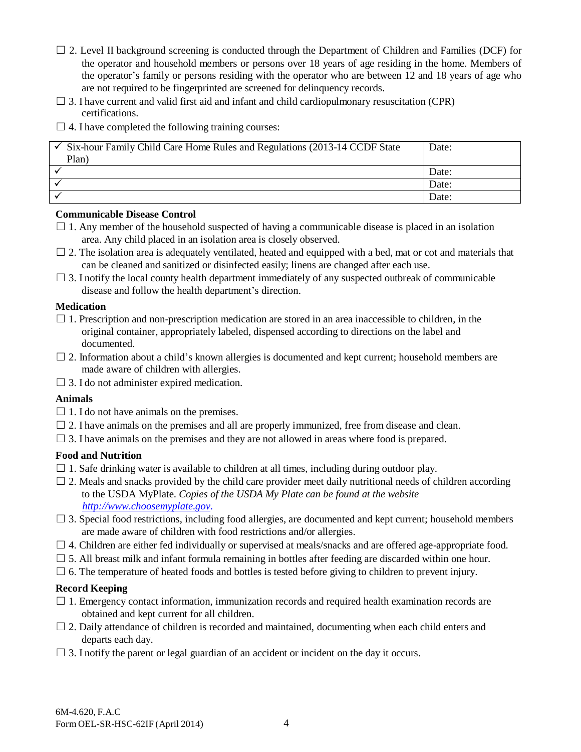☐ 2. Level II background screening is conducted through the Department of Children and Families (DCF) for the operator and household members or persons over 18 years of age residing in the home. Members of the operator's family or persons residing with the operator who are between 12 and 18 years of age who are not required to be fingerprinted are screened for delinquency records.

☐ 3. I have current and valid first aid and infant and child cardiopulmonary resuscitation (CPR) certifications.

☐ 4. I have completed the following training courses:

| | |
|---|---|
| ✓ Six-hour Family Child Care Home Rules and Regulations (2013-14 CCDF State Plan) | Date: |
| ✓ | Date: |
| ✓ | Date: |
| ✓ | Date: |

**Communicable Disease Control**

☐ 1. Any member of the household suspected of having a communicable disease is placed in an isolation area. Any child placed in an isolation area is closely observed.

☐ 2. The isolation area is adequately ventilated, heated and equipped with a bed, mat or cot and materials that can be cleaned and sanitized or disinfected easily; linens are changed after each use.

☐ 3. I notify the local county health department immediately of any suspected outbreak of communicable disease and follow the health department's direction.

**Medication**

☐ 1. Prescription and non-prescription medication are stored in an area inaccessible to children, in the original container, appropriately labeled, dispensed according to directions on the label and documented.

☐ 2. Information about a child's known allergies is documented and kept current; household members are made aware of children with allergies.

☐ 3. I do not administer expired medication.

**Animals**

☐ 1. I do not have animals on the premises.

☐ 2. I have animals on the premises and all are properly immunized, free from disease and clean.

☐ 3. I have animals on the premises and they are not allowed in areas where food is prepared.

**Food and Nutrition**

☐ 1. Safe drinking water is available to children at all times, including during outdoor play.

☐ 2. Meals and snacks provided by the child care provider meet daily nutritional needs of children according to the USDA MyPlate. *Copies of the USDA My Plate can be found at the website [http://www.choosemyplate.gov](http://www.choosemyplate.gov).*

☐ 3. Special food restrictions, including food allergies, are documented and kept current; household members are made aware of children with food restrictions and/or allergies.

☐ 4. Children are either fed individually or supervised at meals/snacks and are offered age-appropriate food.

☐ 5. All breast milk and infant formula remaining in bottles after feeding are discarded within one hour.

☐ 6. The temperature of heated foods and bottles is tested before giving to children to prevent injury.

**Record Keeping**

☐ 1. Emergency contact information, immunization records and required health examination records are obtained and kept current for all children.

☐ 2. Daily attendance of children is recorded and maintained, documenting when each child enters and departs each day.

☐ 3. I notify the parent or legal guardian of an accident or incident on the day it occurs.

6M-4.620, F.A.C
Form OEL-SR-HSC-62IF (April 2014)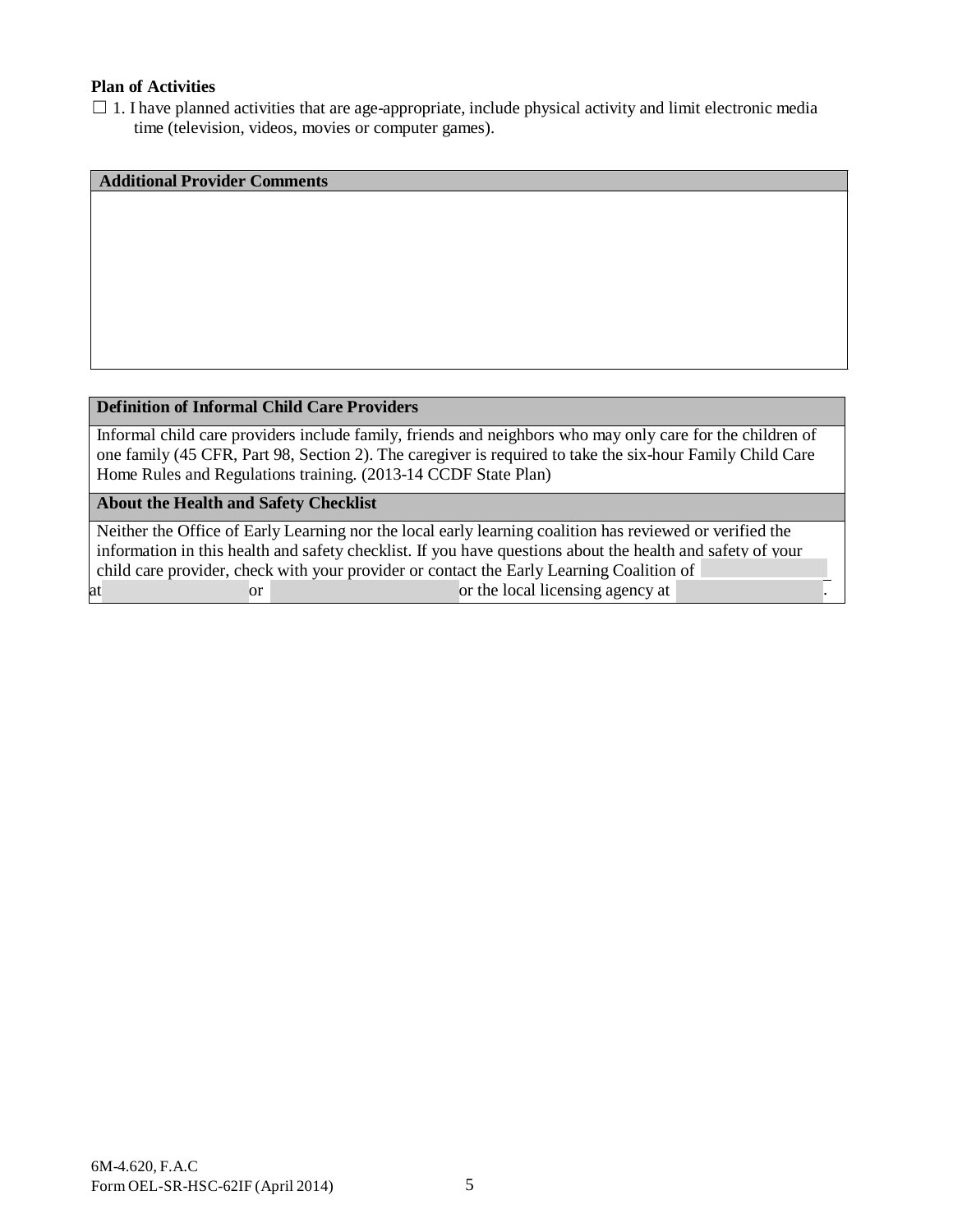**Plan of Activities**

☐ 1. I have planned activities that are age-appropriate, include physical activity and limit electronic media time (television, videos, movies or computer games).

| **Additional Provider Comments** |
|---|
| |

| **Definition of Informal Child Care Providers** |
|---|
| Informal child care providers include family, friends and neighbors who may only care for the children of one family (45 CFR, Part 98, Section 2). The caregiver is required to take the six-hour Family Child Care Home Rules and Regulations training. (2013-14 CCDF State Plan) |
| **About the Health and Safety Checklist** |
| Neither the Office of Early Learning nor the local early learning coalition has reviewed or verified the information in this health and safety checklist. If you have questions about the health and safety of your child care provider, check with your provider or contact the Early Learning Coalition of \_\_\_\_\_\_\_\_\_\_ at \_\_\_\_\_\_\_\_\_\_ or \_\_\_\_\_\_\_\_\_\_ or the local licensing agency at \_\_\_\_\_\_\_\_\_\_. |

6M-4.620, F.A.C
Form OEL-SR-HSC-62IF (April 2014)